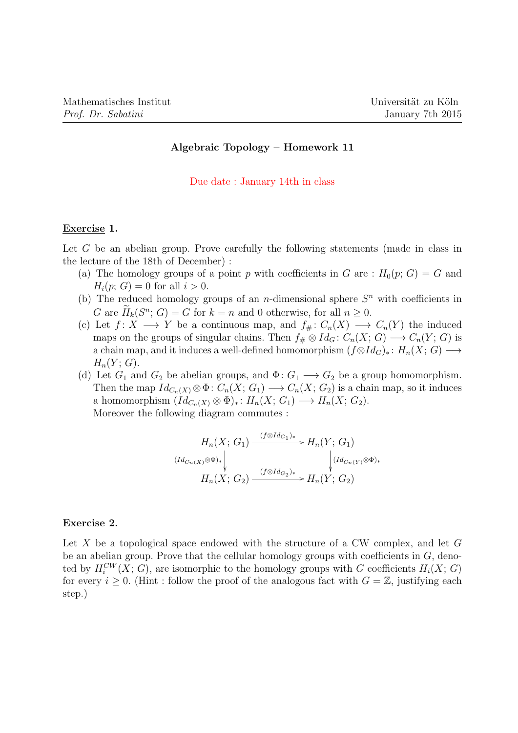Mathematisches Institut
*Prof. Dr. Sabatini*

Universität zu Köln
January 7th 2015

## Algebraic Topology – Homework 11

Due date : January 14th in class

### Exercise 1.

Let $G$ be an abelian group. Prove carefully the following statements (made in class in the lecture of the 18th of December) :

(a) The homology groups of a point $p$ with coefficients in $G$ are : $H_0(p; G) = G$ and $H_i(p; G) = 0$ for all $i > 0$.

(b) The reduced homology groups of an $n$-dimensional sphere $S^n$ with coefficients in $G$ are $\widetilde{H}_k(S^n; G) = G$ for $k = n$ and $0$ otherwise, for all $n \geq 0$.

(c) Let $f \colon X \longrightarrow Y$ be a continuous map, and $f_\# \colon C_n(X) \longrightarrow C_n(Y)$ the induced maps on the groups of singular chains. Then $f_\# \otimes Id_G \colon C_n(X; G) \longrightarrow C_n(Y; G)$ is a chain map, and it induces a well-defined homomorphism $(f \otimes Id_G)_* \colon H_n(X; G) \longrightarrow H_n(Y; G)$.

(d) Let $G_1$ and $G_2$ be abelian groups, and $\Phi \colon G_1 \longrightarrow G_2$ be a group homomorphism. Then the map $Id_{C_n(X)} \otimes \Phi \colon C_n(X; G_1) \longrightarrow C_n(X; G_2)$ is a chain map, so it induces a homomorphism $(Id_{C_n(X)} \otimes \Phi)_* \colon H_n(X; G_1) \longrightarrow H_n(X; G_2)$.
Moreover the following diagram commutes :

$$\begin{array}{ccc}
H_n(X; G_1) & \xrightarrow{(f \otimes Id_{G_1})_*} & H_n(Y; G_1) \\
\Big\downarrow {\scriptstyle (Id_{C_n(X)} \otimes \Phi)_*} & & \Big\downarrow {\scriptstyle (Id_{C_n(Y)} \otimes \Phi)_*} \\
H_n(X; G_2) & \xrightarrow{(f \otimes Id_{G_2})_*} & H_n(Y; G_2)
\end{array}$$

### Exercise 2.

Let $X$ be a topological space endowed with the structure of a CW complex, and let $G$ be an abelian group. Prove that the cellular homology groups with coefficients in $G$, denoted by $H_i^{CW}(X; G)$, are isomorphic to the homology groups with $G$ coefficients $H_i(X; G)$ for every $i \geq 0$. (Hint : follow the proof of the analogous fact with $G = \mathbb{Z}$, justifying each step.)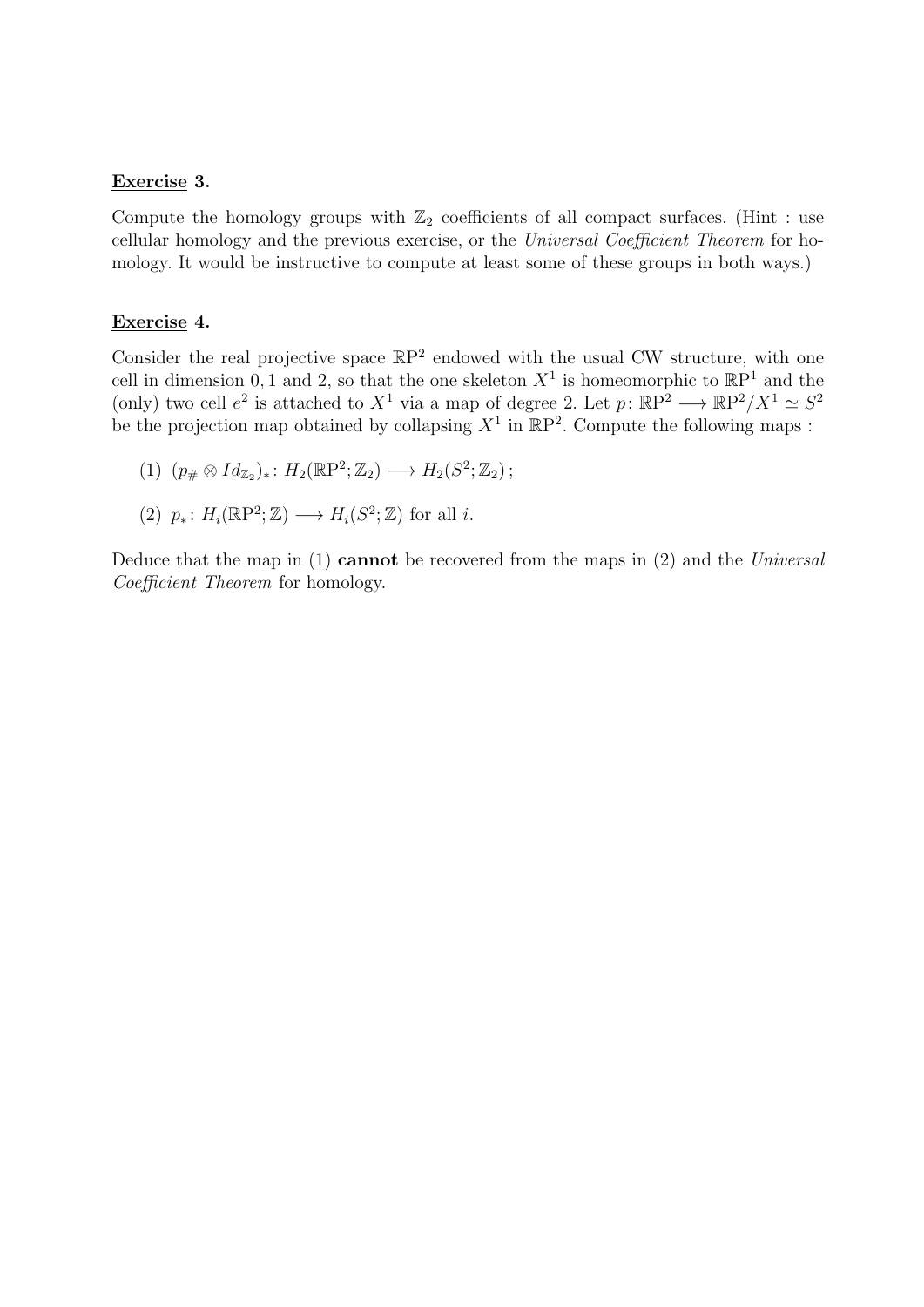**<u>Exercise</u> 3.**

Compute the homology groups with $\mathbb{Z}_2$ coefficients of all compact surfaces. (Hint : use cellular homology and the previous exercise, or the *Universal Coefficient Theorem* for homology. It would be instructive to compute at least some of these groups in both ways.)

**<u>Exercise</u> 4.**

Consider the real projective space $\mathbb{R}\mathrm{P}^2$ endowed with the usual CW structure, with one cell in dimension $0, 1$ and $2$, so that the one skeleton $X^1$ is homeomorphic to $\mathbb{R}\mathrm{P}^1$ and the (only) two cell $e^2$ is attached to $X^1$ via a map of degree 2. Let $p\colon \mathbb{R}\mathrm{P}^2 \longrightarrow \mathbb{R}\mathrm{P}^2/X^1 \simeq S^2$ be the projection map obtained by collapsing $X^1$ in $\mathbb{R}\mathrm{P}^2$. Compute the following maps :

(1) $(p_\# \otimes Id_{\mathbb{Z}_2})_*\colon H_2(\mathbb{R}\mathrm{P}^2; \mathbb{Z}_2) \longrightarrow H_2(S^2; \mathbb{Z}_2)$;

(2) $p_*\colon H_i(\mathbb{R}\mathrm{P}^2; \mathbb{Z}) \longrightarrow H_i(S^2; \mathbb{Z})$ for all $i$.

Deduce that the map in (1) **cannot** be recovered from the maps in (2) and the *Universal Coefficient Theorem* for homology.